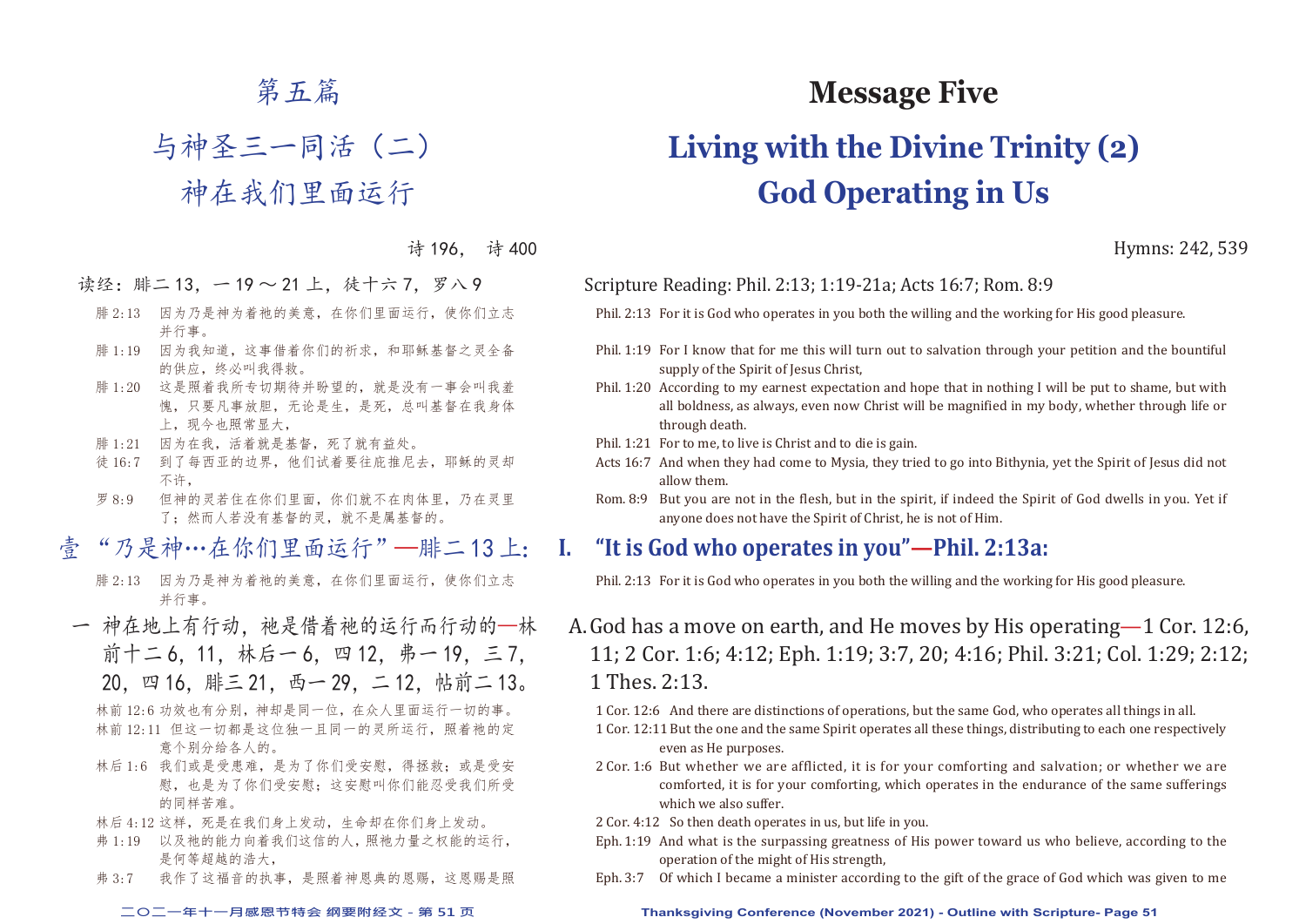# 第五篇

# 与神圣三一同活（二）
# 神在我们里面运行

诗 196， 诗 400

读经：腓二 13，一 19 ～ 21 上，徒十六 7，罗八 9

腓 2:13 因为乃是神为着祂的美意，在你们里面运行，使你们立志并行事。
腓 1:19 因为我知道，这事借着你们的祈求，和耶稣基督之灵全备的供应，终必叫我得救。
腓 1:20 这是照着我所专切期待并盼望的，就是没有一事会叫我羞愧，只要凡事放胆，无论是生，是死，总叫基督在我身体上，现今也照常显大，
腓 1:21 因为在我，活着就是基督，死了就有益处。
徒 16:7 到了每西亚的边界，他们试着要往庇推尼去，耶稣的灵却不许，
罗 8:9 但神的灵若住在你们里面，你们就不在肉体里，乃在灵里了；然而人若没有基督的灵，就不是属基督的。

## 壹 "乃是神…在你们里面运行"—腓二 13 上：

腓 2:13 因为乃是神为着祂的美意，在你们里面运行，使你们立志并行事。

一 神在地上有行动，祂是借着祂的运行而行动的—林前十二 6，11，林后一 6，四 12，弗一 19，三 7，20，四 16，腓三 21，西一 29，二 12，帖前二 13。

林前 12:6 功效也有分别，神却是同一位，在众人里面运行一切的事。
林前 12:11 但这一切都是这位独一且同一的灵所运行，照着祂的定意个别分给各人的。
林后 1:6 我们或是受患难，是为了你们受安慰，得拯救；或是受安慰，也是为了你们受安慰；这安慰叫你们能忍受我们所受的同样苦难。
林后 4:12 这样，死是在我们身上发动，生命却在你们身上发动。
弗 1:19 以及祂的能力向着我们这信的人，照祂力量之权能的运行，是何等超越的浩大，
弗 3:7 我作了这福音的执事，是照着神恩典的恩赐，这恩赐是照

# Message Five

# Living with the Divine Trinity (2)
# God Operating in Us

Hymns: 242, 539

Scripture Reading: Phil. 2:13; 1:19-21a; Acts 16:7; Rom. 8:9

Phil. 2:13 For it is God who operates in you both the willing and the working for His good pleasure.
Phil. 1:19 For I know that for me this will turn out to salvation through your petition and the bountiful supply of the Spirit of Jesus Christ,
Phil. 1:20 According to my earnest expectation and hope that in nothing I will be put to shame, but with all boldness, as always, even now Christ will be magnified in my body, whether through life or through death.
Phil. 1:21 For to me, to live is Christ and to die is gain.
Acts 16:7 And when they had come to Mysia, they tried to go into Bithynia, yet the Spirit of Jesus did not allow them.
Rom. 8:9 But you are not in the flesh, but in the spirit, if indeed the Spirit of God dwells in you. Yet if anyone does not have the Spirit of Christ, he is not of Him.

## I. "It is God who operates in you"—Phil. 2:13a:

Phil. 2:13 For it is God who operates in you both the willing and the working for His good pleasure.

A. God has a move on earth, and He moves by His operating—1 Cor. 12:6, 11; 2 Cor. 1:6; 4:12; Eph. 1:19; 3:7, 20; 4:16; Phil. 3:21; Col. 1:29; 2:12; 1 Thes. 2:13.

1 Cor. 12:6 And there are distinctions of operations, but the same God, who operates all things in all.
1 Cor. 12:11 But the one and the same Spirit operates all these things, distributing to each one respectively even as He purposes.
2 Cor. 1:6 But whether we are afflicted, it is for your comforting and salvation; or whether we are comforted, it is for your comforting, which operates in the endurance of the same sufferings which we also suffer.
2 Cor. 4:12 So then death operates in us, but life in you.
Eph. 1:19 And what is the surpassing greatness of His power toward us who believe, according to the operation of the might of His strength,
Eph. 3:7 Of which I became a minister according to the gift of the grace of God which was given to me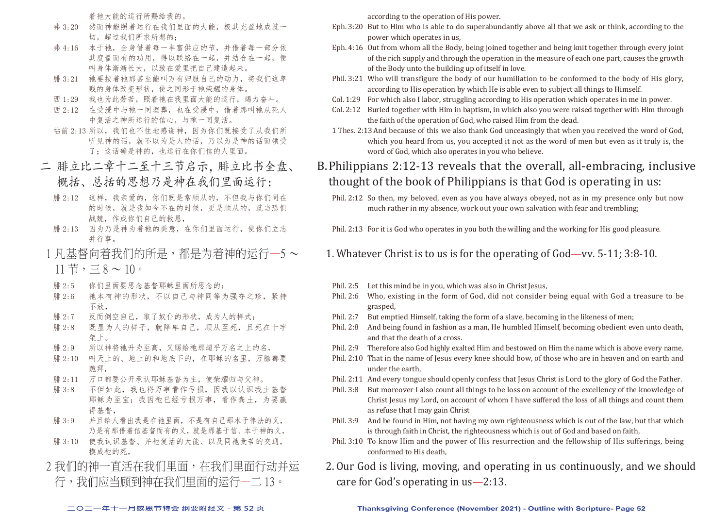着祂大能的运行所赐给我的。

弗 3:20　然而神能照着运行在我们里面的大能，极其充盈地成就一切，超过我们所求所想的；

弗 4:16　本于祂，全身借着每一丰富供应的节，并借着每一部分依其度量而有的功用，得以联络在一起，并结合在一起，便叫身体渐渐长大，以致在爱里把自己建造起来。

腓 3:21　祂要按着祂那甚至能叫万有归服自己的动力，将我们这卑贱的身体改变形状，使之同形于祂荣耀的身体。

西 1:29　我也为此劳苦，照着祂在我里面大能的运行，竭力奋斗。

西 2:12　在受浸中与祂一同埋葬，也在受浸中，借着那叫祂从死人中复活之神所运行的信心，与祂一同复活。

帖前 2:13　所以，我们也不住地感谢神，因为你们既接受了从我们所听见神的话，就不以为是人的话，乃以为是神的话而领受了；这话确是神的，也运行在你们信的人里面。

## 二　腓立比二章十二至十三节启示，腓立比书全盘、概括、总括的思想乃是神在我们里面运行：

腓 2:12　这样，我亲爱的，你们既是常顺从的，不但我与你们同在的时候，就是我如今不在的时候，更是顺从的，就当恐惧战兢，作成你们自己的救恩，

腓 2:13　因为乃是神为着祂的美意，在你们里面运行，使你们立志并行事。

### 1 凡基督向着我们的所是，都是为着神的运行—5～11节，三8～10。

腓 2:5　你们里面要思念基督耶稣里面所思念的：

腓 2:6　祂本有神的形状，不以自己与神同等为强夺之珍，紧持不放，

腓 2:7　反而倒空自己，取了奴仆的形状，成为人的样式；

腓 2:8　既显为人的样子，就降卑自己，顺从至死，且死在十字架上。

腓 2:9　所以神将祂升为至高，又赐给祂那超乎万名之上的名，

腓 2:10　叫天上的、地上的和地底下的，在耶稣的名里，万膝都要跪拜，

腓 2:11　万口都要公开承认耶稣基督为主，使荣耀归与父神。

腓 3:8　不但如此，我也将万事看作亏损，因我以认识我主基督耶稣为至宝；我因祂已经亏损万事，看作粪土，为要赢得基督，

腓 3:9　并且给人看出我是在祂里面，不是有自己那本于律法的义，乃是有那借着信基督而有的义，就是那基于信、本于神的义，

腓 3:10　使我认识基督、并祂复活的大能、以及同祂受苦的交通，模成祂的死，

### 2 我们的神一直活在我们里面，在我们里面行动并运行，我们应当顾到神在我们里面的运行—二13。

according to the operation of His power.

Eph. 3:20　But to Him who is able to do superabundantly above all that we ask or think, according to the power which operates in us,

Eph. 4:16　Out from whom all the Body, being joined together and being knit together through every joint of the rich supply and through the operation in the measure of each one part, causes the growth of the Body unto the building up of itself in love.

Phil. 3:21　Who will transfigure the body of our humiliation to be conformed to the body of His glory, according to His operation by which He is able even to subject all things to Himself.

Col. 1:29　For which also I labor, struggling according to His operation which operates in me in power.

Col. 2:12　Buried together with Him in baptism, in which also you were raised together with Him through the faith of the operation of God, who raised Him from the dead.

1 Thes. 2:13　And because of this we also thank God unceasingly that when you received the word of God, which you heard from us, you accepted it not as the word of men but even as it truly is, the word of God, which also operates in you who believe.

## B. Philippians 2:12-13 reveals that the overall, all-embracing, inclusive thought of the book of Philippians is that God is operating in us:

Phil. 2:12　So then, my beloved, even as you have always obeyed, not as in my presence only but now much rather in my absence, work out your own salvation with fear and trembling;

Phil. 2:13　For it is God who operates in you both the willing and the working for His good pleasure.

### 1. Whatever Christ is to us is for the operating of God—vv. 5-11; 3:8-10.

Phil. 2:5　Let this mind be in you, which was also in Christ Jesus,

Phil. 2:6　Who, existing in the form of God, did not consider being equal with God a treasure to be grasped,

Phil. 2:7　But emptied Himself, taking the form of a slave, becoming in the likeness of men;

Phil. 2:8　And being found in fashion as a man, He humbled Himself, becoming obedient even unto death, and that the death of a cross.

Phil. 2:9　Therefore also God highly exalted Him and bestowed on Him the name which is above every name,

Phil. 2:10　That in the name of Jesus every knee should bow, of those who are in heaven and on earth and under the earth,

Phil. 2:11　And every tongue should openly confess that Jesus Christ is Lord to the glory of God the Father.

Phil. 3:8　But moreover I also count all things to be loss on account of the excellency of the knowledge of Christ Jesus my Lord, on account of whom I have suffered the loss of all things and count them as refuse that I may gain Christ

Phil. 3:9　And be found in Him, not having my own righteousness which is out of the law, but that which is through faith in Christ, the righteousness which is out of God and based on faith,

Phil. 3:10　To know Him and the power of His resurrection and the fellowship of His sufferings, being conformed to His death,

### 2. Our God is living, moving, and operating in us continuously, and we should care for God's operating in us—2:13.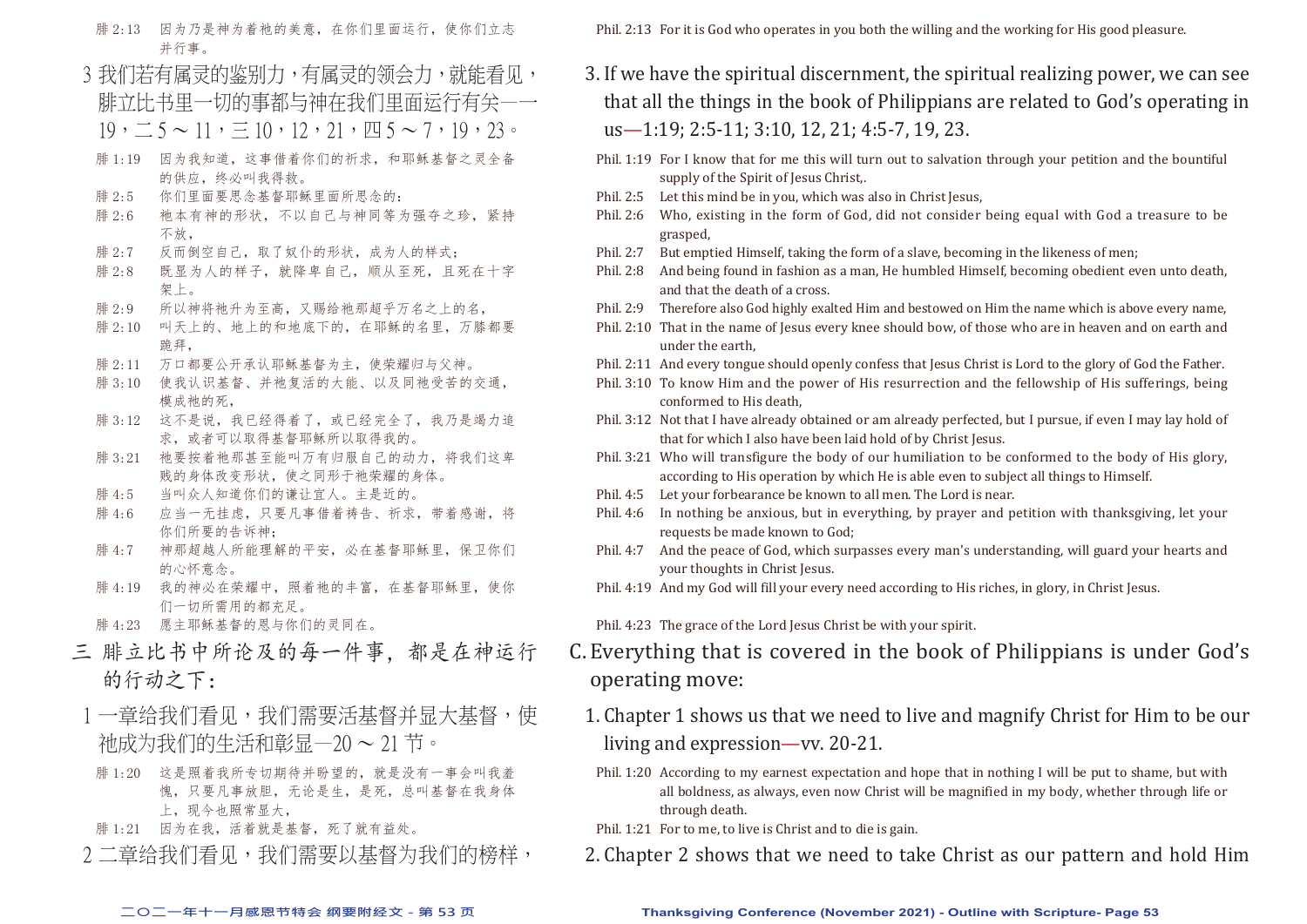腓 2:13　因为乃是神为着祂的美意，在你们里面运行，使你们立志并行事。

3 我们若有属灵的鉴别力，有属灵的领会力，就能看见，腓立比书里一切的事都与神在我们里面运行有关——一19，二5～11，三10，12，21，四5～7，19，23。

腓 1:19　因为我知道，这事借着你们的祈求，和耶稣基督之灵全备的供应，终必叫我得救。
腓 2:5　你们里面要思念基督耶稣里面所思念的：
腓 2:6　祂本有神的形状，不以自己与神同等为强夺之珍，紧持不放，
腓 2:7　反而倒空自己，取了奴仆的形状，成为人的样式；
腓 2:8　既显为人的样子，就降卑自己，顺从至死，且死在十字架上。
腓 2:9　所以神将祂升为至高，又赐给祂那超乎万名之上的名，
腓 2:10　叫天上的、地上的和地底下的，在耶稣的名里，万膝都要跪拜，
腓 2:11　万口都要公开承认耶稣基督为主，使荣耀归与父神。
腓 3:10　使我认识基督、并祂复活的大能、以及同祂受苦的交通，模成祂的死，
腓 3:12　这不是说，我已经得着了，或已经完全了，我乃是竭力追求，或者可以取得基督耶稣所以取得我的。
腓 3:21　祂要按着祂那甚至能叫万有归服自己的动力，将我们这卑贱的身体改变形状，使之同形于祂荣耀的身体。
腓 4:5　当叫众人知道你们的谦让宜人。主是近的。
腓 4:6　应当一无挂虑，只要凡事借着祷告、祈求，带着感谢，将你们所要的告诉神；
腓 4:7　神那超越人所能理解的平安，必在基督耶稣里，保卫你们的心怀意念。
腓 4:19　我的神必在荣耀中，照着祂的丰富，在基督耶稣里，使你们一切所需用的都充足。
腓 4:23　愿主耶稣基督的恩与你们的灵同在。

三 腓立比书中所论及的每一件事，都是在神运行的行动之下：

1 一章给我们看见，我们需要活基督并显大基督，使祂成为我们的生活和彰显—20～21节。

腓 1:20　这是照着我所专切期待并盼望的，就是没有一事会叫我羞愧，只要凡事放胆，无论是生，是死，总叫基督在我身体上，现今也照常显大，
腓 1:21　因为在我，活着就是基督，死了就有益处。

2 二章给我们看见，我们需要以基督为我们的榜样，

---

Phil. 2:13　For it is God who operates in you both the willing and the working for His good pleasure.

3. If we have the spiritual discernment, the spiritual realizing power, we can see that all the things in the book of Philippians are related to God's operating in us—1:19; 2:5-11; 3:10, 12, 21; 4:5-7, 19, 23.

Phil. 1:19　For I know that for me this will turn out to salvation through your petition and the bountiful supply of the Spirit of Jesus Christ,.
Phil. 2:5　Let this mind be in you, which was also in Christ Jesus,
Phil. 2:6　Who, existing in the form of God, did not consider being equal with God a treasure to be grasped,
Phil. 2:7　But emptied Himself, taking the form of a slave, becoming in the likeness of men;
Phil. 2:8　And being found in fashion as a man, He humbled Himself, becoming obedient even unto death, and that the death of a cross.
Phil. 2:9　Therefore also God highly exalted Him and bestowed on Him the name which is above every name,
Phil. 2:10　That in the name of Jesus every knee should bow, of those who are in heaven and on earth and under the earth,
Phil. 2:11　And every tongue should openly confess that Jesus Christ is Lord to the glory of God the Father.
Phil. 3:10　To know Him and the power of His resurrection and the fellowship of His sufferings, being conformed to His death,
Phil. 3:12　Not that I have already obtained or am already perfected, but I pursue, if even I may lay hold of that for which I also have been laid hold of by Christ Jesus.
Phil. 3:21　Who will transfigure the body of our humiliation to be conformed to the body of His glory, according to His operation by which He is able even to subject all things to Himself.
Phil. 4:5　Let your forbearance be known to all men. The Lord is near.
Phil. 4:6　In nothing be anxious, but in everything, by prayer and petition with thanksgiving, let your requests be made known to God;
Phil. 4:7　And the peace of God, which surpasses every man's understanding, will guard your hearts and your thoughts in Christ Jesus.
Phil. 4:19　And my God will fill your every need according to His riches, in glory, in Christ Jesus.
Phil. 4:23　The grace of the Lord Jesus Christ be with your spirit.

C. Everything that is covered in the book of Philippians is under God's operating move:

1. Chapter 1 shows us that we need to live and magnify Christ for Him to be our living and expression—vv. 20-21.

Phil. 1:20　According to my earnest expectation and hope that in nothing I will be put to shame, but with all boldness, as always, even now Christ will be magnified in my body, whether through life or through death.
Phil. 1:21　For to me, to live is Christ and to die is gain.

2. Chapter 2 shows that we need to take Christ as our pattern and hold Him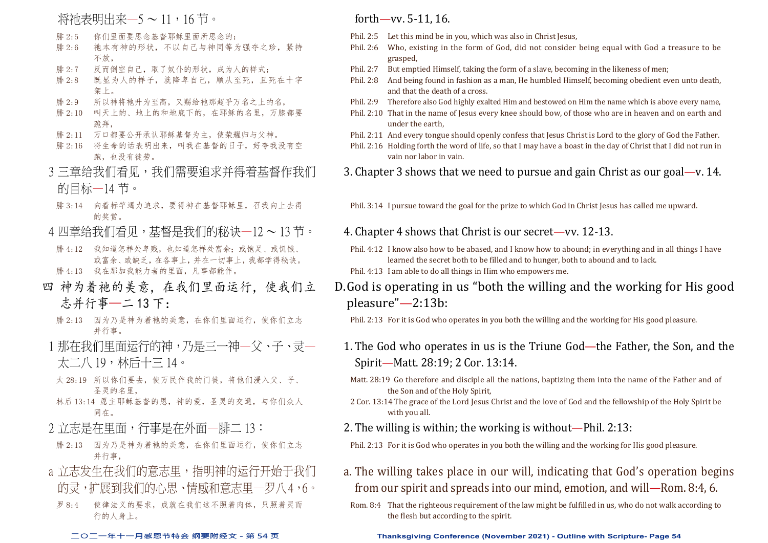将祂表明出来—5～11，16节。

腓2:5　你们里面要思念基督耶稣里面所思念的：
腓2:6　祂本有神的形状，不以自己与神同等为强夺之珍，紧持不放，
腓2:7　反而倒空自己，取了奴仆的形状，成为人的样式；
腓2:8　既显为人的样子，就降卑自己，顺从至死，且死在十字架上。
腓2:9　所以神将祂升为至高，又赐给祂那超乎万名之上的名，
腓2:10　叫天上的、地上的和地底下的，在耶稣的名里，万膝都要跪拜，
腓2:11　万口都要公开承认耶稣基督为主，使荣耀归与父神。
腓2:16　将生命的话表明出来，叫我在基督的日子，好夸我没有空跑，也没有徒劳。

3 三章给我们看见，我们需要追求并得着基督作我们的目标—14节。

腓3:14　向着标竿竭力追求，要得神在基督耶稣里，召我向上去得的奖赏。

4 四章给我们看见，基督是我们的秘诀—12～13节。

腓4:12　我知道怎样处卑贱，也知道怎样处富余；或饱足、或饥饿、或富余、或缺乏，在各事上，并在一切事上，我都学得秘诀。
腓4:13　我在那加我能力者的里面，凡事都能作。

## 四 神为着祂的美意，在我们里面运行，使我们立志并行事—二13下：

腓2:13　因为乃是神为着祂的美意，在你们里面运行，使你们立志并行事。

1 那在我们里面运行的神，乃是三一神—父、子、灵—太二八19，林后十三14。

太28:19　所以你们要去，使万民作我的门徒，将他们浸入父、子、圣灵的名里，
林后13:14　愿主耶稣基督的恩，神的爱，圣灵的交通，与你们众人同在。

2 立志是在里面，行事是在外面—腓二13：

腓2:13　因为乃是神为着祂的美意，在你们里面运行，使你们立志并行事，

a 立志发生在我们的意志里，指明神的运行开始于我们的灵，扩展到我们的心思、情感和意志里—罗八4，6。

罗8:4　使律法义的要求，成就在我们这不照着肉体，只照着灵而行的人身上。

---

forth—vv. 5-11, 16.

Phil. 2:5　Let this mind be in you, which was also in Christ Jesus,
Phil. 2:6　Who, existing in the form of God, did not consider being equal with God a treasure to be grasped,
Phil. 2:7　But emptied Himself, taking the form of a slave, becoming in the likeness of men;
Phil. 2:8　And being found in fashion as a man, He humbled Himself, becoming obedient even unto death, and that the death of a cross.
Phil. 2:9　Therefore also God highly exalted Him and bestowed on Him the name which is above every name,
Phil. 2:10　That in the name of Jesus every knee should bow, of those who are in heaven and on earth and under the earth,
Phil. 2:11　And every tongue should openly confess that Jesus Christ is Lord to the glory of God the Father.
Phil. 2:16　Holding forth the word of life, so that I may have a boast in the day of Christ that I did not run in vain nor labor in vain.

3. Chapter 3 shows that we need to pursue and gain Christ as our goal—v. 14.

Phil. 3:14　I pursue toward the goal for the prize to which God in Christ Jesus has called me upward.

4. Chapter 4 shows that Christ is our secret—vv. 12-13.

Phil. 4:12　I know also how to be abased, and I know how to abound; in everything and in all things I have learned the secret both to be filled and to hunger, both to abound and to lack.
Phil. 4:13　I am able to do all things in Him who empowers me.

## D. God is operating in us "both the willing and the working for His good pleasure"—2:13b:

Phil. 2:13　For it is God who operates in you both the willing and the working for His good pleasure.

1. The God who operates in us is the Triune God—the Father, the Son, and the Spirit—Matt. 28:19; 2 Cor. 13:14.

Matt. 28:19　Go therefore and disciple all the nations, baptizing them into the name of the Father and of the Son and of the Holy Spirit,
2 Cor. 13:14　The grace of the Lord Jesus Christ and the love of God and the fellowship of the Holy Spirit be with you all.

2. The willing is within; the working is without—Phil. 2:13:

Phil. 2:13　For it is God who operates in you both the willing and the working for His good pleasure.

a. The willing takes place in our will, indicating that God's operation begins from our spirit and spreads into our mind, emotion, and will—Rom. 8:4, 6.

Rom. 8:4　That the righteous requirement of the law might be fulfilled in us, who do not walk according to the flesh but according to the spirit.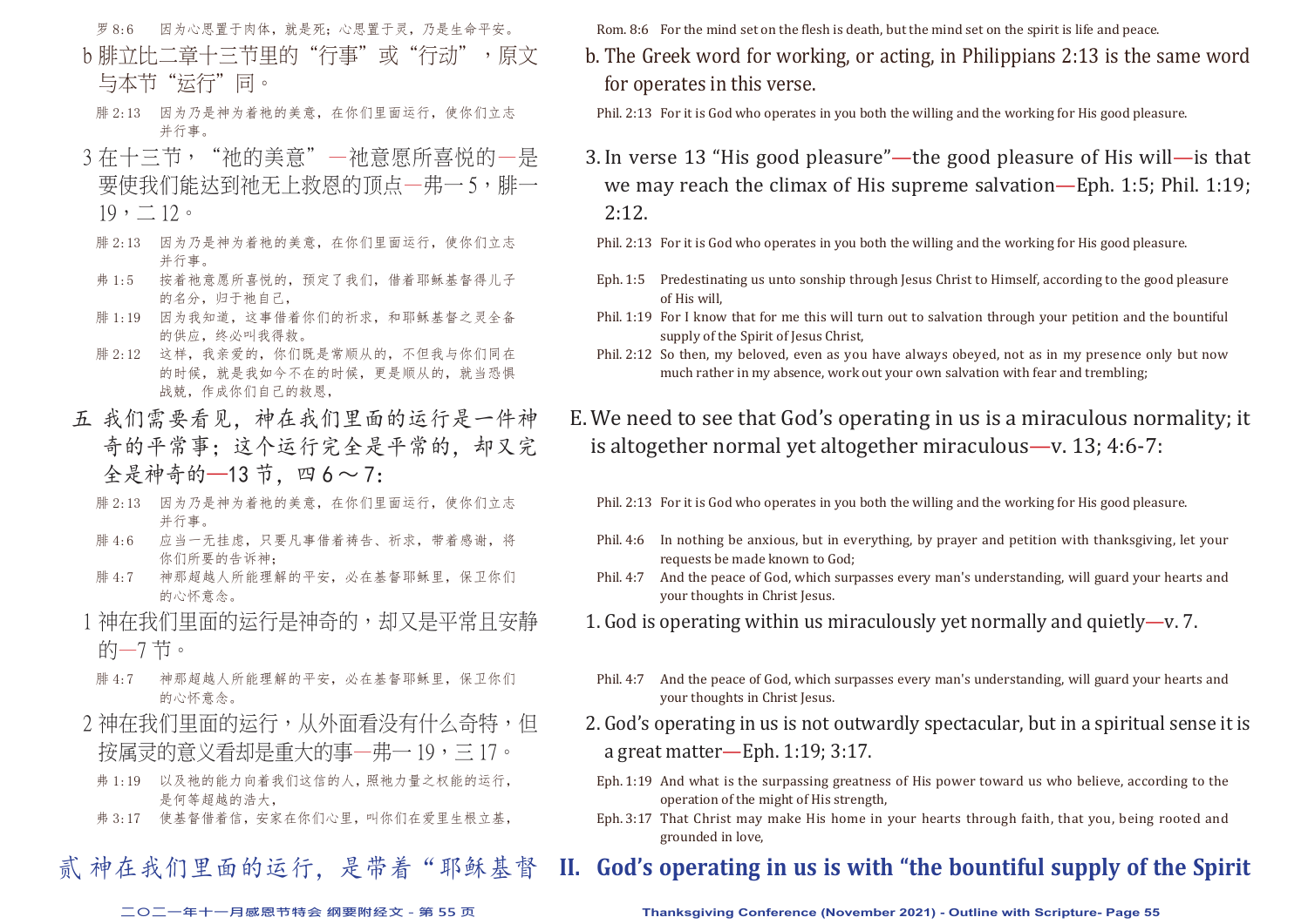罗 8:6　因为心思置于肉体，就是死；心思置于灵，乃是生命平安。

b 腓立比二章十三节里的"行事"或"行动"，原文与本节"运行"同。

腓 2:13　因为乃是神为着祂的美意，在你们里面运行，使你们立志并行事。

3 在十三节，"祂的美意"—祂意愿所喜悦的—是要使我们能达到祂无上救恩的顶点—弗一 5，腓一 19，二 12。

腓 2:13　因为乃是神为着祂的美意，在你们里面运行，使你们立志并行事。

弗 1:5　按着祂意愿所喜悦的，预定了我们，借着耶稣基督得儿子的名分，归于祂自己，

腓 1:19　因为我知道，这事借着你们的祈求，和耶稣基督之灵全备的供应，终必叫我得救。

腓 2:12　这样，我亲爱的，你们既是常顺从的，不但我与你们同在的时候，就是我如今不在的时候，更是顺从的，就当恐惧战兢，作成你们自己的救恩，

## 五 我们需要看见，神在我们里面的运行是一件神奇的平常事；这个运行完全是平常的，却又完全是神奇的—13 节，四 6～7：

腓 2:13　因为乃是神为着祂的美意，在你们里面运行，使你们立志并行事。

腓 4:6　应当一无挂虑，只要凡事借着祷告、祈求，带着感谢，将你们所要的告诉神；

腓 4:7　神那超越人所能理解的平安，必在基督耶稣里，保卫你们的心怀意念。

1 神在我们里面的运行是神奇的，却又是平常且安静的—7 节。

腓 4:7　神那超越人所能理解的平安，必在基督耶稣里，保卫你们的心怀意念。

2 神在我们里面的运行，从外面看没有什么奇特，但按属灵的意义看却是重大的事—弗一 19，三 17。

弗 1:19　以及祂的能力向着我们这信的人，照祂力量之权能的运行，是何等超越的浩大，

弗 3:17　使基督借着信，安家在你们心里，叫你们在爱里生根立基，

## 贰 神在我们里面的运行，是带着"耶稣基督

Rom. 8:6　For the mind set on the flesh is death, but the mind set on the spirit is life and peace.

b. The Greek word for working, or acting, in Philippians 2:13 is the same word for operates in this verse.

Phil. 2:13　For it is God who operates in you both the willing and the working for His good pleasure.

3. In verse 13 "His good pleasure"—the good pleasure of His will—is that we may reach the climax of His supreme salvation—Eph. 1:5; Phil. 1:19; 2:12.

Phil. 2:13　For it is God who operates in you both the willing and the working for His good pleasure.

Eph. 1:5　Predestinating us unto sonship through Jesus Christ to Himself, according to the good pleasure of His will,

Phil. 1:19　For I know that for me this will turn out to salvation through your petition and the bountiful supply of the Spirit of Jesus Christ,

Phil. 2:12　So then, my beloved, even as you have always obeyed, not as in my presence only but now much rather in my absence, work out your own salvation with fear and trembling;

## E. We need to see that God's operating in us is a miraculous normality; it is altogether normal yet altogether miraculous—v. 13; 4:6-7:

Phil. 2:13　For it is God who operates in you both the willing and the working for His good pleasure.

Phil. 4:6　In nothing be anxious, but in everything, by prayer and petition with thanksgiving, let your requests be made known to God;

Phil. 4:7　And the peace of God, which surpasses every man's understanding, will guard your hearts and your thoughts in Christ Jesus.

1. God is operating within us miraculously yet normally and quietly—v. 7.

Phil. 4:7　And the peace of God, which surpasses every man's understanding, will guard your hearts and your thoughts in Christ Jesus.

2. God's operating in us is not outwardly spectacular, but in a spiritual sense it is a great matter—Eph. 1:19; 3:17.

Eph. 1:19　And what is the surpassing greatness of His power toward us who believe, according to the operation of the might of His strength,

Eph. 3:17　That Christ may make His home in your hearts through faith, that you, being rooted and grounded in love,

## II. God's operating in us is with "the bountiful supply of the Spirit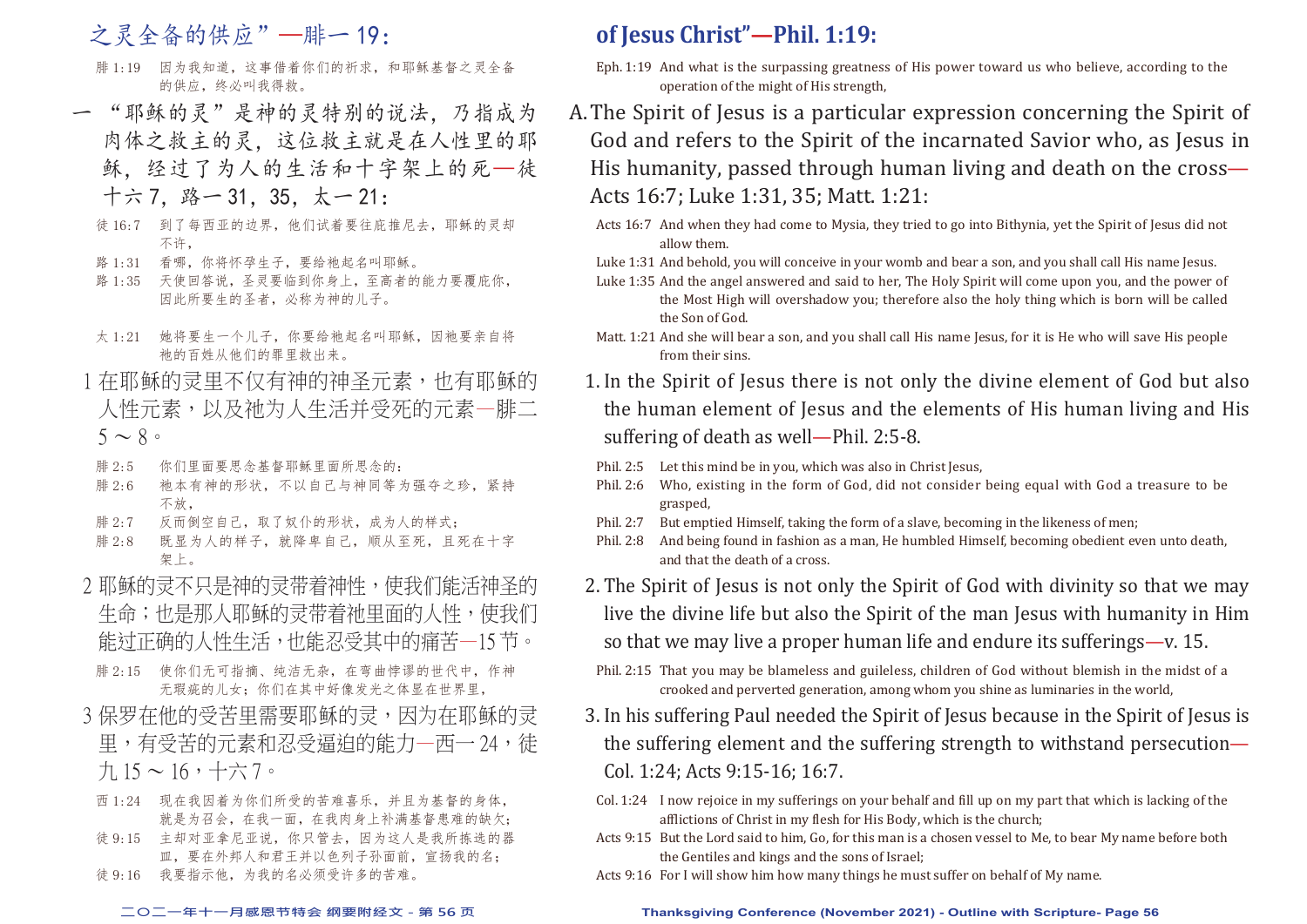之灵全备的供应”—腓一19：

腓1:19　因为我知道，这事借着你们的祈求，和耶稣基督之灵全备的供应，终必叫我得救。

一　“耶稣的灵”是神的灵特别的说法，乃指成为肉体之救主的灵，这位救主就是在人性里的耶稣，经过了为人的生活和十字架上的死—徒十六7，路一31，35，太一21：

徒16:7　到了每西亚的边界，他们试着要往庇推尼去，耶稣的灵却不许，

路1:31　看哪，你将怀孕生子，要给祂起名叫耶稣。

路1:35　天使回答说，圣灵要临到你身上，至高者的能力要覆庇你，因此所要生的圣者，必称为神的儿子。

太1:21　她将要生一个儿子，你要给祂起名叫耶稣，因祂要亲自将祂的百姓从他们的罪里救出来。

1 在耶稣的灵里不仅有神的神圣元素，也有耶稣的人性元素，以及祂为人生活并受死的元素—腓二5～8。

腓2:5　你们里面要思念基督耶稣里面所思念的：

腓2:6　祂本有神的形状，不以自己与神同等为强夺之珍，紧持不放，

腓2:7　反而倒空自己，取了奴仆的形状，成为人的样式；

腓2:8　既显为人的样子，就降卑自己，顺从至死，且死在十字架上。

2 耶稣的灵不只是神的灵带着神性，使我们能活神圣的生命；也是那人耶稣的灵带着祂里面的人性，使我们能过正确的人性生活，也能忍受其中的痛苦—15节。

腓2:15　使你们无可指摘、纯洁无杂，在弯曲悖谬的世代中，作神无瑕疵的儿女；你们在其中好像发光之体显在世界里，

3 保罗在他的受苦里需要耶稣的灵，因为在耶稣的灵里，有受苦的元素和忍受逼迫的能力—西一24，徒九15～16，十六7。

西1:24　现在我因着为你们所受的苦难喜乐，并且为基督的身体，就是为召会，在我一面，在我肉身上补满基督患难的缺欠；

徒9:15　主却对亚拿尼亚说，你只管去，因为这人是我所拣选的器皿，要在外邦人和君王并以色列子孙面前，宣扬我的名；

徒9:16　我要指示他，为我的名必须受许多的苦难。

**of Jesus Christ”—Phil. 1:19:**

Eph. 1:19 And what is the surpassing greatness of His power toward us who believe, according to the operation of the might of His strength,

A. The Spirit of Jesus is a particular expression concerning the Spirit of God and refers to the Spirit of the incarnated Savior who, as Jesus in His humanity, passed through human living and death on the cross—Acts 16:7; Luke 1:31, 35; Matt. 1:21:

Acts 16:7 And when they had come to Mysia, they tried to go into Bithynia, yet the Spirit of Jesus did not allow them.

Luke 1:31 And behold, you will conceive in your womb and bear a son, and you shall call His name Jesus.

Luke 1:35 And the angel answered and said to her, The Holy Spirit will come upon you, and the power of the Most High will overshadow you; therefore also the holy thing which is born will be called the Son of God.

Matt. 1:21 And she will bear a son, and you shall call His name Jesus, for it is He who will save His people from their sins.

1. In the Spirit of Jesus there is not only the divine element of God but also the human element of Jesus and the elements of His human living and His suffering of death as well—Phil. 2:5-8.

Phil. 2:5 Let this mind be in you, which was also in Christ Jesus,

Phil. 2:6 Who, existing in the form of God, did not consider being equal with God a treasure to be grasped,

Phil. 2:7 But emptied Himself, taking the form of a slave, becoming in the likeness of men;

Phil. 2:8 And being found in fashion as a man, He humbled Himself, becoming obedient even unto death, and that the death of a cross.

2. The Spirit of Jesus is not only the Spirit of God with divinity so that we may live the divine life but also the Spirit of the man Jesus with humanity in Him so that we may live a proper human life and endure its sufferings—v. 15.

Phil. 2:15 That you may be blameless and guileless, children of God without blemish in the midst of a crooked and perverted generation, among whom you shine as luminaries in the world,

3. In his suffering Paul needed the Spirit of Jesus because in the Spirit of Jesus is the suffering element and the suffering strength to withstand persecution—Col. 1:24; Acts 9:15-16; 16:7.

Col. 1:24 I now rejoice in my sufferings on your behalf and fill up on my part that which is lacking of the afflictions of Christ in my flesh for His Body, which is the church;

Acts 9:15 But the Lord said to him, Go, for this man is a chosen vessel to Me, to bear My name before both the Gentiles and kings and the sons of Israel;

Acts 9:16 For I will show him how many things he must suffer on behalf of My name.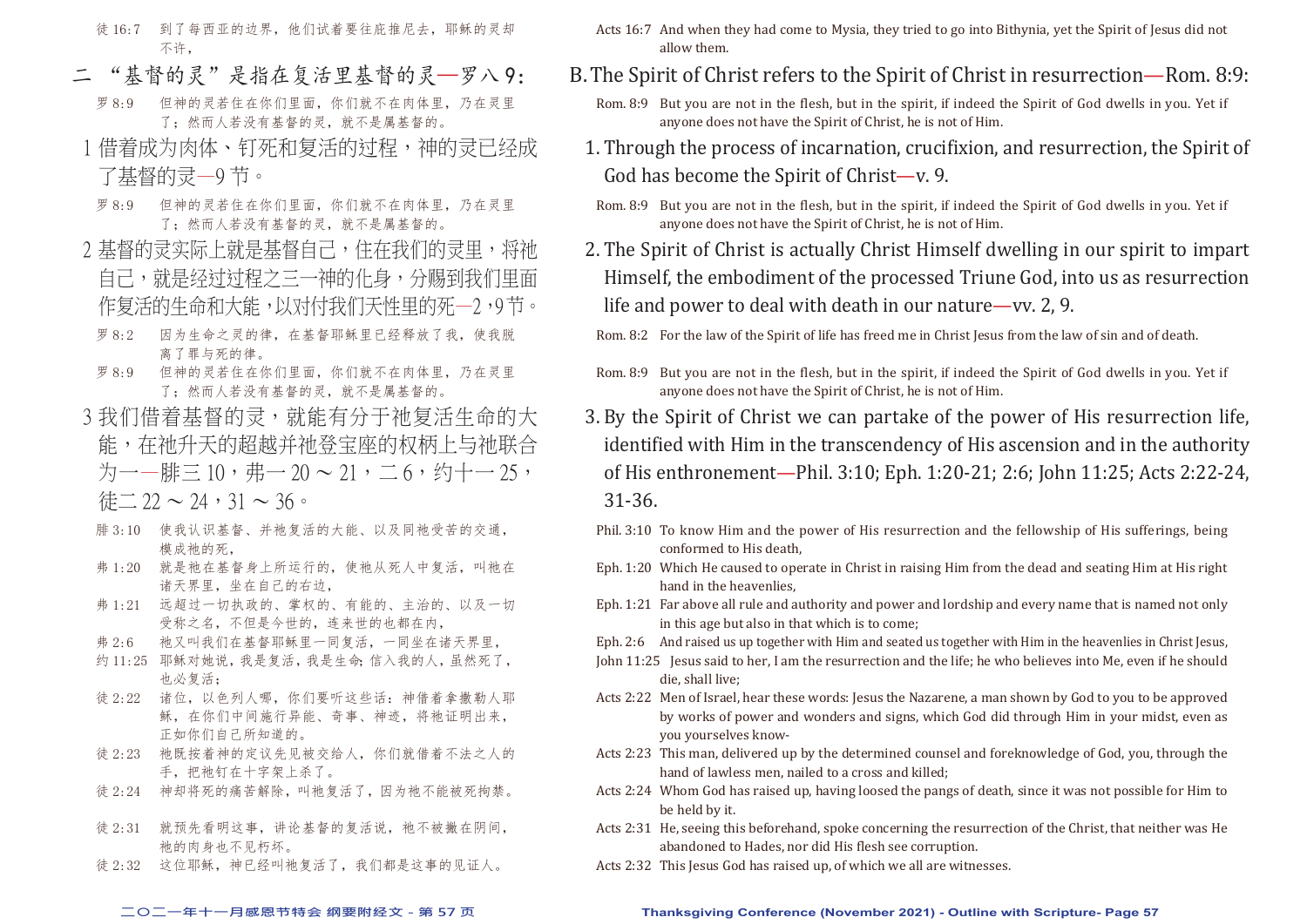徒 16:7　到了每西亚的边界，他们试着要往庇推尼去，耶稣的灵却不许，

## 二 "基督的灵"是指在复活里基督的灵—罗八 9：

罗 8:9　但神的灵若住在你们里面，你们就不在肉体里，乃在灵里了；然而人若没有基督的灵，就不是属基督的。

1 借着成为肉体、钉死和复活的过程，神的灵已经成了基督的灵—9 节。

罗 8:9　但神的灵若住在你们里面，你们就不在肉体里，乃在灵里了；然而人若没有基督的灵，就不是属基督的。

2 基督的灵实际上就是基督自己，住在我们的灵里，将祂自己，就是经过过程之三一神的化身，分赐到我们里面作复活的生命和大能，以对付我们天性里的死—2，9 节。

罗 8:2　因为生命之灵的律，在基督耶稣里已经释放了我，使我脱离了罪与死的律。

罗 8:9　但神的灵若住在你们里面，你们就不在肉体里，乃在灵里了；然而人若没有基督的灵，就不是属基督的。

3 我们借着基督的灵，就能有分于祂复活生命的大能，在祂升天的超越并祂登宝座的权柄上与祂联合为一—腓三 10，弗一 20 ～ 21，二 6，约十一 25，徒二 22 ～ 24，31 ～ 36。

腓 3:10　使我认识基督、并祂复活的大能、以及同祂受苦的交通，模成祂的死，

弗 1:20　就是祂在基督身上所运行的，使祂从死人中复活，叫祂在诸天界里，坐在自己的右边，

弗 1:21　远超过一切执政的、掌权的、有能的、主治的、以及一切受称之名，不但是今世的，连来世的也都在内，

弗 2:6　祂又叫我们在基督耶稣里一同复活，一同坐在诸天界里，

约 11:25　耶稣对她说，我是复活，我是生命；信入我的人，虽然死了，也必复活；

徒 2:22　诸位，以色列人哪，你们要听这些话：神借着拿撒勒人耶稣，在你们中间施行异能、奇事、神迹，将祂证明出来，正如你们自己所知道的。

徒 2:23　祂既按着神的定议先见被交给人，你们就借着不法之人的手，把祂钉在十字架上杀了。

徒 2:24　神却将死的痛苦解除，叫祂复活了，因为祂不能被死拘禁。

徒 2:31　就预先看明这事，讲论基督的复活说，祂不被撇在阴间，祂的肉身也不见朽坏。

徒 2:32　这位耶稣，神已经叫祂复活了，我们都是这事的见证人。

---

Acts 16:7　And when they had come to Mysia, they tried to go into Bithynia, yet the Spirit of Jesus did not allow them.

## B. The Spirit of Christ refers to the Spirit of Christ in resurrection—Rom. 8:9:

Rom. 8:9　But you are not in the flesh, but in the spirit, if indeed the Spirit of God dwells in you. Yet if anyone does not have the Spirit of Christ, he is not of Him.

1. Through the process of incarnation, crucifixion, and resurrection, the Spirit of God has become the Spirit of Christ—v. 9.

Rom. 8:9　But you are not in the flesh, but in the spirit, if indeed the Spirit of God dwells in you. Yet if anyone does not have the Spirit of Christ, he is not of Him.

2. The Spirit of Christ is actually Christ Himself dwelling in our spirit to impart Himself, the embodiment of the processed Triune God, into us as resurrection life and power to deal with death in our nature—vv. 2, 9.

Rom. 8:2　For the law of the Spirit of life has freed me in Christ Jesus from the law of sin and of death.

Rom. 8:9　But you are not in the flesh, but in the spirit, if indeed the Spirit of God dwells in you. Yet if anyone does not have the Spirit of Christ, he is not of Him.

3. By the Spirit of Christ we can partake of the power of His resurrection life, identified with Him in the transcendency of His ascension and in the authority of His enthronement—Phil. 3:10; Eph. 1:20-21; 2:6; John 11:25; Acts 2:22-24, 31-36.

Phil. 3:10　To know Him and the power of His resurrection and the fellowship of His sufferings, being conformed to His death,

Eph. 1:20　Which He caused to operate in Christ in raising Him from the dead and seating Him at His right hand in the heavenlies,

Eph. 1:21　Far above all rule and authority and power and lordship and every name that is named not only in this age but also in that which is to come;

Eph. 2:6　And raised us up together with Him and seated us together with Him in the heavenlies in Christ Jesus,

John 11:25　Jesus said to her, I am the resurrection and the life; he who believes into Me, even if he should die, shall live;

Acts 2:22　Men of Israel, hear these words: Jesus the Nazarene, a man shown by God to you to be approved by works of power and wonders and signs, which God did through Him in your midst, even as you yourselves know-

Acts 2:23　This man, delivered up by the determined counsel and foreknowledge of God, you, through the hand of lawless men, nailed to a cross and killed;

Acts 2:24　Whom God has raised up, having loosed the pangs of death, since it was not possible for Him to be held by it.

Acts 2:31　He, seeing this beforehand, spoke concerning the resurrection of the Christ, that neither was He abandoned to Hades, nor did His flesh see corruption.

Acts 2:32　This Jesus God has raised up, of which we all are witnesses.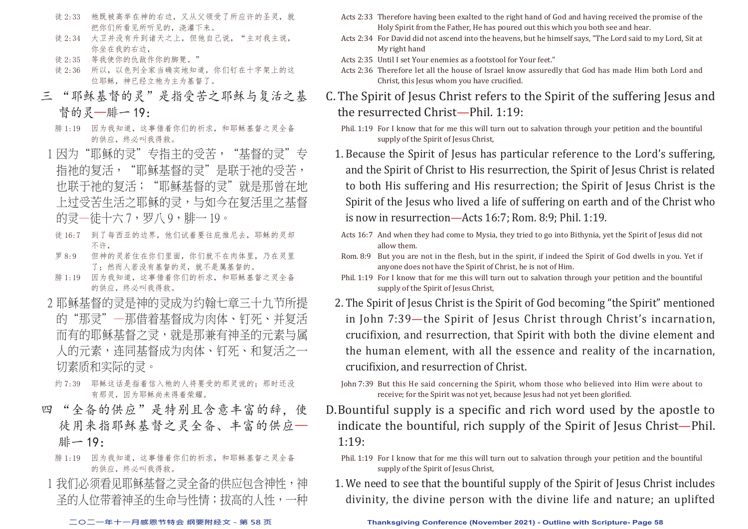徒 2:33　祂既被高举在神的右边，又从父领受了所应许的圣灵，就把你们所看见所听见的，浇灌下来。

徒 2:34　大卫并没有升到诸天之上，但他自己说，"主对我主说，你坐在我的右边，

徒 2:35　等我使你的仇敌作你的脚凳。"

徒 2:36　所以，以色列全家当确实地知道，你们钉在十字架上的这位耶稣，神已经立祂为主为基督了。

## 三 "耶稣基督的灵"是指受苦之耶稣与复活之基督的灵—腓一 19：

腓 1:19　因为我知道，这事借着你们的祈求，和耶稣基督之灵全备的供应，终必叫我得救。

1 因为"耶稣的灵"专指主的受苦，"基督的灵"专指祂的复活，"耶稣基督的灵"是联于祂的受苦，也联于祂的复活；"耶稣基督的灵"就是那曾在地上过受苦生活之耶稣的灵，与如今在复活里之基督的灵—徒十六 7，罗八 9，腓一 19。

徒 16:7　到了每西亚的边界，他们试着要往庇推尼去，耶稣的灵却不许，

罗 8:9　但神的灵若住在你们里面，你们就不在肉体里，乃在灵里了；然而人若没有基督的灵，就不是属基督的。

腓 1:19　因为我知道，这事借着你们的祈求，和耶稣基督之灵全备的供应，终必叫我得救。

2 耶稣基督的灵是神的灵成为约翰七章三十九节所提的"那灵"—那借着基督成为肉体、钉死、并复活而有的耶稣基督之灵，就是那兼有神圣的元素与属人的元素，连同基督成为肉体、钉死、和复活之一切素质和实际的灵。

约 7:39　耶稣这话是指着信入祂的人将要受的那灵说的；那时还没有那灵，因为耶稣尚未得着荣耀。

## 四 "全备的供应"是特别且含意丰富的辞，使徒用来指耶稣基督之灵全备、丰富的供应—腓一 19：

腓 1:19　因为我知道，这事借着你们的祈求，和耶稣基督之灵全备的供应，终必叫我得救。

1 我们必须看见耶稣基督之灵全备的供应包含神性，神圣的人位带着神圣的生命与性情；拔高的人性，一种

Acts 2:33　Therefore having been exalted to the right hand of God and having received the promise of the Holy Spirit from the Father, He has poured out this which you both see and hear.

Acts 2:34　For David did not ascend into the heavens, but he himself says, "The Lord said to my Lord, Sit at My right hand

Acts 2:35　Until I set Your enemies as a footstool for Your feet."

Acts 2:36　Therefore let all the house of Israel know assuredly that God has made Him both Lord and Christ, this Jesus whom you have crucified.

## C. The Spirit of Jesus Christ refers to the Spirit of the suffering Jesus and the resurrected Christ—Phil. 1:19:

Phil. 1:19　For I know that for me this will turn out to salvation through your petition and the bountiful supply of the Spirit of Jesus Christ,

1. Because the Spirit of Jesus has particular reference to the Lord's suffering, and the Spirit of Christ to His resurrection, the Spirit of Jesus Christ is related to both His suffering and His resurrection; the Spirit of Jesus Christ is the Spirit of the Jesus who lived a life of suffering on earth and of the Christ who is now in resurrection—Acts 16:7; Rom. 8:9; Phil. 1:19.

Acts 16:7　And when they had come to Mysia, they tried to go into Bithynia, yet the Spirit of Jesus did not allow them.

Rom. 8:9　But you are not in the flesh, but in the spirit, if indeed the Spirit of God dwells in you. Yet if anyone does not have the Spirit of Christ, he is not of Him.

Phil. 1:19　For I know that for me this will turn out to salvation through your petition and the bountiful supply of the Spirit of Jesus Christ,

2. The Spirit of Jesus Christ is the Spirit of God becoming "the Spirit" mentioned in John 7:39—the Spirit of Jesus Christ through Christ's incarnation, crucifixion, and resurrection, that Spirit with both the divine element and the human element, with all the essence and reality of the incarnation, crucifixion, and resurrection of Christ.

John 7:39　But this He said concerning the Spirit, whom those who believed into Him were about to receive; for the Spirit was not yet, because Jesus had not yet been glorified.

## D. Bountiful supply is a specific and rich word used by the apostle to indicate the bountiful, rich supply of the Spirit of Jesus Christ—Phil. 1:19:

Phil. 1:19　For I know that for me this will turn out to salvation through your petition and the bountiful supply of the Spirit of Jesus Christ,

1. We need to see that the bountiful supply of the Spirit of Jesus Christ includes divinity, the divine person with the divine life and nature; an uplifted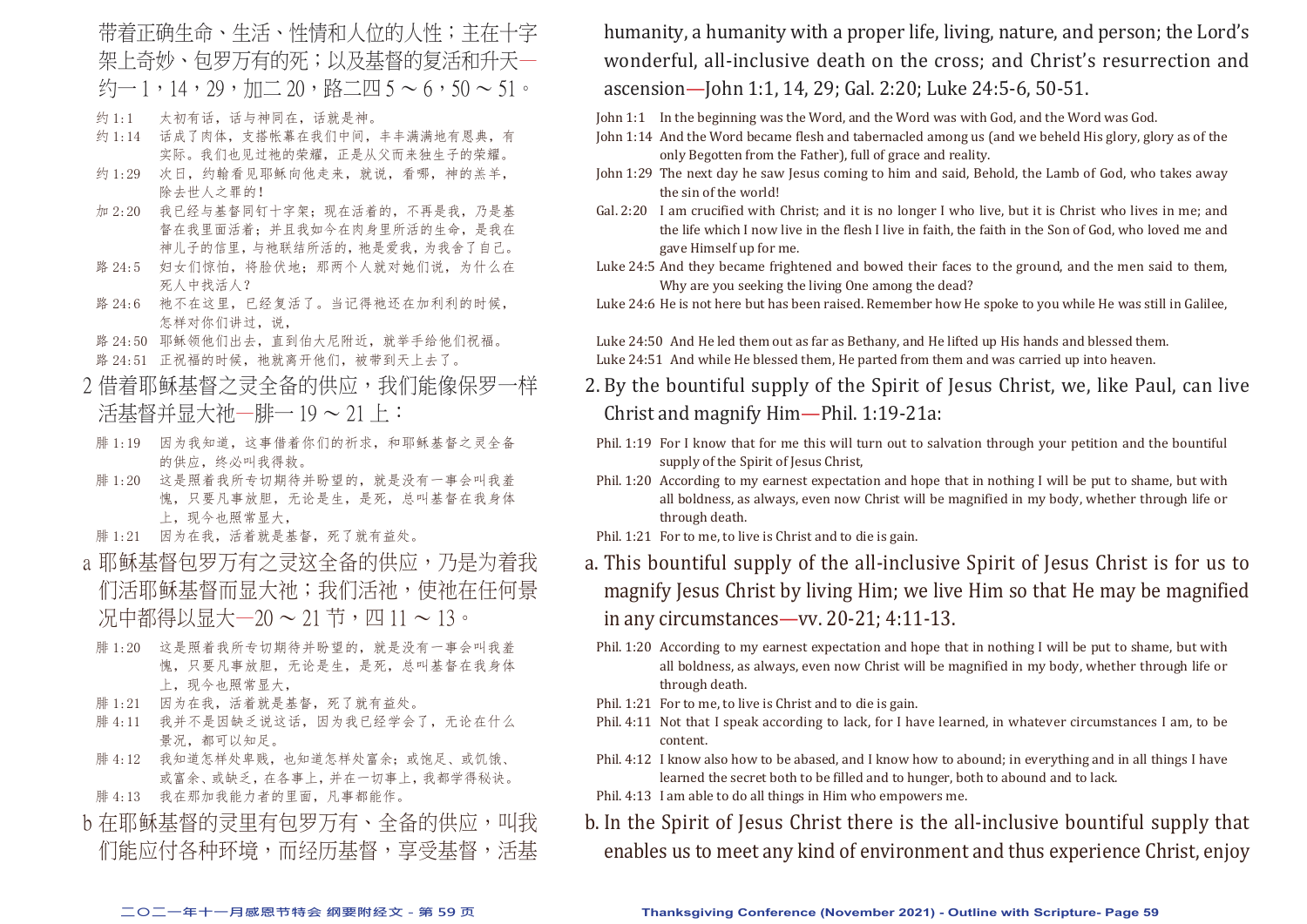带着正确生命、生活、性情和人位的人性；主在十字架上奇妙、包罗万有的死；以及基督的复活和升天—约一 1，14，29，加二 20，路二四 5 ～ 6，50 ～ 51。

约 1:1　太初有话，话与神同在，话就是神。
约 1:14　话成了肉体，支搭帐幕在我们中间，丰丰满满地有恩典，有实际。我们也见过祂的荣耀，正是从父而来独生子的荣耀。
约 1:29　次日，约翰看见耶稣向他走来，就说，看哪，神的羔羊，除去世人之罪的！
加 2:20　我已经与基督同钉十字架；现在活着的，不再是我，乃是基督在我里面活着；并且我如今在肉身里所活的生命，是我在神儿子的信里，与祂联结所活的，祂是爱我，为我舍了自己。
路 24:5　妇女们惊怕，将脸伏地；那两个人就对她们说，为什么在死人中找活人？
路 24:6　祂不在这里，已经复活了。当记得祂还在加利利的时候，怎样对你们讲过，说，
路 24:50　耶稣领他们出去，直到伯大尼附近，就举手给他们祝福。
路 24:51　正祝福的时候，祂就离开他们，被带到天上去了。

2 借着耶稣基督之灵全备的供应，我们能像保罗一样活基督并显大祂—腓一 19 ～ 21 上：

腓 1:19　因为我知道，这事借着你们的祈求，和耶稣基督之灵全备的供应，终必叫我得救。
腓 1:20　这是照着我所专切期待并盼望的，就是没有一事会叫我羞愧，只要凡事放胆，无论是生，是死，总叫基督在我身体上，现今也照常显大，
腓 1:21　因为在我，活着就是基督，死了就有益处。

a 耶稣基督包罗万有之灵这全备的供应，乃是为着我们活耶稣基督而显大祂；我们活祂，使祂在任何景况中都得以显大—20 ～ 21 节，四 11 ～ 13。

腓 1:20　这是照着我所专切期待并盼望的，就是没有一事会叫我羞愧，只要凡事放胆，无论是生，是死，总叫基督在我身体上，现今也照常显大，
腓 1:21　因为在我，活着就是基督，死了就有益处。
腓 4:11　我并不是因缺乏说这话，因为我已经学会了，无论在什么景况，都可以知足。
腓 4:12　我知道怎样处卑贱，也知道怎样处富余；或饱足、或饥饿、或富余、或缺乏，在各事上，并在一切事上，我都学得秘诀。
腓 4:13　我在那加我能力者的里面，凡事都能作。

b 在耶稣基督的灵里有包罗万有、全备的供应，叫我们能应付各种环境，而经历基督，享受基督，活基

humanity, a humanity with a proper life, living, nature, and person; the Lord's wonderful, all-inclusive death on the cross; and Christ's resurrection and ascension—John 1:1, 14, 29; Gal. 2:20; Luke 24:5-6, 50-51.

John 1:1　In the beginning was the Word, and the Word was with God, and the Word was God.
John 1:14　And the Word became flesh and tabernacled among us (and we beheld His glory, glory as of the only Begotten from the Father), full of grace and reality.
John 1:29　The next day he saw Jesus coming to him and said, Behold, the Lamb of God, who takes away the sin of the world!
Gal. 2:20　I am crucified with Christ; and it is no longer I who live, but it is Christ who lives in me; and the life which I now live in the flesh I live in faith, the faith in the Son of God, who loved me and gave Himself up for me.
Luke 24:5　And they became frightened and bowed their faces to the ground, and the men said to them, Why are you seeking the living One among the dead?
Luke 24:6　He is not here but has been raised. Remember how He spoke to you while He was still in Galilee,
Luke 24:50　And He led them out as far as Bethany, and He lifted up His hands and blessed them.
Luke 24:51　And while He blessed them, He parted from them and was carried up into heaven.

2. By the bountiful supply of the Spirit of Jesus Christ, we, like Paul, can live Christ and magnify Him—Phil. 1:19-21a:

Phil. 1:19　For I know that for me this will turn out to salvation through your petition and the bountiful supply of the Spirit of Jesus Christ,
Phil. 1:20　According to my earnest expectation and hope that in nothing I will be put to shame, but with all boldness, as always, even now Christ will be magnified in my body, whether through life or through death.
Phil. 1:21　For to me, to live is Christ and to die is gain.

a. This bountiful supply of the all-inclusive Spirit of Jesus Christ is for us to magnify Jesus Christ by living Him; we live Him so that He may be magnified in any circumstances—vv. 20-21; 4:11-13.

Phil. 1:20　According to my earnest expectation and hope that in nothing I will be put to shame, but with all boldness, as always, even now Christ will be magnified in my body, whether through life or through death.
Phil. 1:21　For to me, to live is Christ and to die is gain.
Phil. 4:11　Not that I speak according to lack, for I have learned, in whatever circumstances I am, to be content.
Phil. 4:12　I know also how to be abased, and I know how to abound; in everything and in all things I have learned the secret both to be filled and to hunger, both to abound and to lack.
Phil. 4:13　I am able to do all things in Him who empowers me.

b. In the Spirit of Jesus Christ there is the all-inclusive bountiful supply that enables us to meet any kind of environment and thus experience Christ, enjoy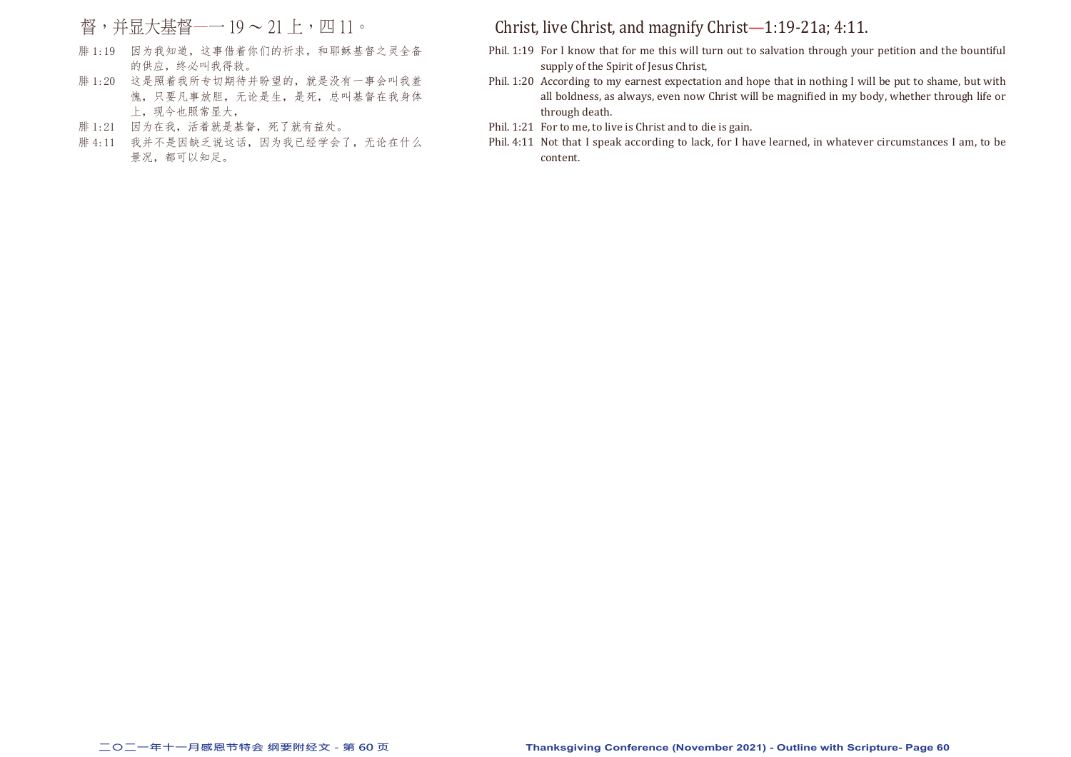督，并显大基督——一19～21上，四11。

腓1:19 因为我知道，这事借着你们的祈求，和耶稣基督之灵全备的供应，终必叫我得救。

腓1:20 这是照着我所专切期待并盼望的，就是没有一事会叫我羞愧，只要凡事放胆，无论是生，是死，总叫基督在我身体上，现今也照常显大，

腓1:21 因为在我，活着就是基督，死了就有益处。

腓4:11 我并不是因缺乏说这话，因为我已经学会了，无论在什么景况，都可以知足。

Christ, live Christ, and magnify Christ—1:19-21a; 4:11.

Phil. 1:19 For I know that for me this will turn out to salvation through your petition and the bountiful supply of the Spirit of Jesus Christ,

Phil. 1:20 According to my earnest expectation and hope that in nothing I will be put to shame, but with all boldness, as always, even now Christ will be magnified in my body, whether through life or through death.

Phil. 1:21 For to me, to live is Christ and to die is gain.

Phil. 4:11 Not that I speak according to lack, for I have learned, in whatever circumstances I am, to be content.